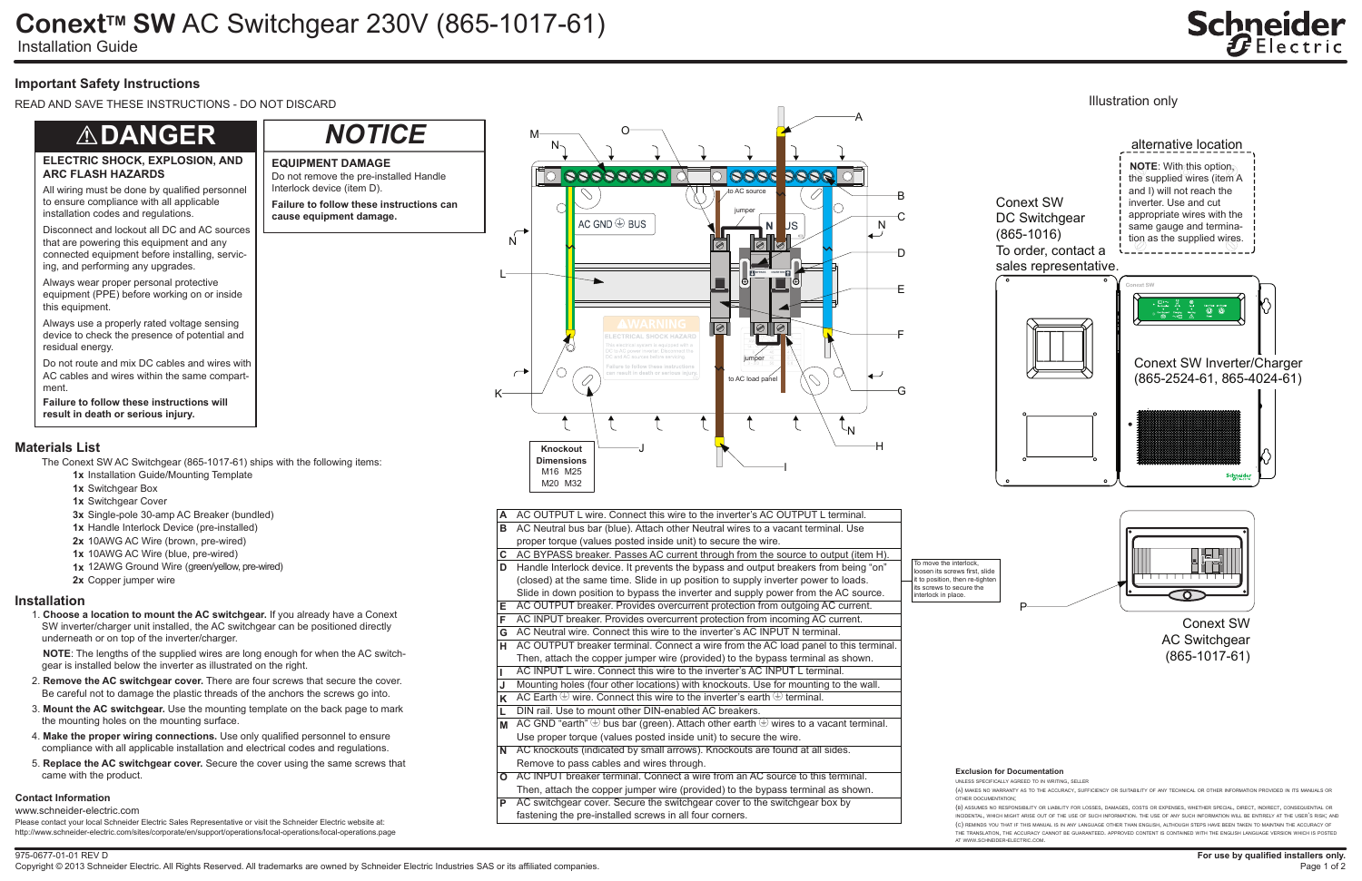# Conext™ SW AC Switchgear 230V (865-1017-61)

Installation Guide

## Important Safety Instructions

READ AND SAVE THESE INSTRUCTIONS - DO NOT DISCARD

### ⚠DANGER

**ELECTRIC SHOCK, EXPLOSION, AND ARC FLASH HAZARDS**

All wiring must be done by qualified personnel to ensure compliance with all applicable installation codes and regulations.

Disconnect and lockout all DC and AC sources that are powering this equipment and any connected equipment before installation, servicing, and performing any upgrades.

Always wear proper personal protective equipment (PPE) before working on or inside this equipment.

Always use a properly rated voltage sensing device to check the presence of potential and residual energy.

Do not route and mix DC cables and wires with AC cables and wires within the same compartment.

**Failure to follow these instructions will result in death or serious injury.**

### NOTICE

**EQUIPMENT DAMAGE**

Do not remove the pre-installed Handle Interlock device (item D).

**Failure to follow these instructions can cause equipment damage.**

## Materials List

The Conext SW AC Switchgear (865-1017-61) ships with the following items:

- **1x** Installation Guide/Mounting Template
- **1x** Switchgear Box
- **1x** Switchgear Cover
- **3x** Single-pole 30-amp AC Breaker (bundled)
- **1x** Handle Interlock Device (pre-installed)
- **2x** 10AWG AC Wire (brown, pre-wired)
- **1x** 10AWG AC Wire (blue, pre-wired)
- **1x** 12AWG Ground Wire (green/yellow, pre-wired)
- **2x** Copper jumper wire

## Installation

1. **Choose a location to mount the AC switchgear.** If you already have a Conext SW inverter/charger unit installed, the AC switchgear can be positioned directly underneath or on top of the inverter/charger.

   **NOTE**: The lengths of the supplied wires are long enough for when the AC switchgear is installed below the inverter as illustrated on the right.

2. **Remove the AC switchgear cover.** There are four screws that secure the cover. Be careful not to damage the plastic threads of the anchors the screws go into.
3. **Mount the AC switchgear.** Use the mounting template on the back page to mark the mounting holes on the mounting surface.
4. **Make the proper wiring connections.** Use only qualified personnel to ensure compliance with all applicable installation and electrical codes and regulations.
5. **Replace the AC switchgear cover.** Secure the cover using the same screws that came with the product.

### Contact Information

www.schneider-electric.com

Please contact your local Schneider Electric Sales Representative or visit the Schneider Electric website at: http://www.schneider-electric.com/sites/corporate/en/support/operations/local-operations/local-operations.page

Illustration only

**Knockout Dimensions**
M16 M25
M20 M32

alternative location

**NOTE**: With this option, the supplied wires (item A and I) will not reach the inverter. Use and cut appropriate wires with the same gauge and termination as the supplied wires.

Conext SW DC Switchgear (865-1016)
To order, contact a sales representative.

Conext SW Inverter/Charger (865-2524-61, 865-4024-61)

Conext SW AC Switchgear (865-1017-61)

To move the interlock, loosen its screws first, slide it to position, then re-tighten its screws to secure the interlock in place.

| | |
|---|---|
| **A** | AC OUTPUT L wire. Connect this wire to the inverter's AC OUTPUT L terminal. |
| **B** | AC Neutral bus bar (blue). Attach other Neutral wires to a vacant terminal. Use proper torque (values posted inside unit) to secure the wire. |
| **C** | AC BYPASS breaker. Passes AC current through from the source to output (item H). |
| **D** | Handle Interlock device. It prevents the bypass and output breakers from being "on" (closed) at the same time. Slide in up position to supply inverter power to loads. Slide in down position to bypass the inverter and supply power from the AC source. |
| **E** | AC OUTPUT breaker. Provides overcurrent protection from outgoing AC current. |
| **F** | AC INPUT breaker. Provides overcurrent protection from incoming AC current. |
| **G** | AC Neutral wire. Connect this wire to the inverter's AC INPUT N terminal. |
| **H** | AC OUTPUT breaker terminal. Connect a wire from the AC load panel to this terminal. Then, attach the copper jumper wire (provided) to the bypass terminal as shown. |
| **I** | AC INPUT L wire. Connect this wire to the inverter's AC INPUT L terminal. |
| **J** | Mounting holes (four other locations) with knockouts. Use for mounting to the wall. |
| **K** | AC Earth ⏚ wire. Connect this wire to the inverter's earth ⏚ terminal. |
| **L** | DIN rail. Use to mount other DIN-enabled AC breakers. |
| **M** | AC GND "earth" ⏚ bus bar (green). Attach other earth ⏚ wires to a vacant terminal. Use proper torque (values posted inside unit) to secure the wire. |
| **N** | AC knockouts (indicated by small arrows). Knockouts are found at all sides. Remove to pass cables and wires through. |
| **O** | AC INPUT breaker terminal. Connect a wire from an AC source to this terminal. Then, attach the copper jumper wire (provided) to the bypass terminal as shown. |
| **P** | AC switchgear cover. Secure the switchgear cover to the switchgear box by fastening the pre-installed screws in all four corners. |

**Exclusion for Documentation**

UNLESS SPECIFICALLY AGREED TO IN WRITING, SELLER

(A) MAKES NO WARRANTY AS TO THE ACCURACY, SUFFICIENCY OR SUITABILITY OF ANY TECHNICAL OR OTHER INFORMATION PROVIDED IN ITS MANUALS OR OTHER DOCUMENTATION;

(B) ASSUMES NO RESPONSIBILITY OR LIABILITY FOR LOSSES, DAMAGES, COSTS OR EXPENSES, WHETHER SPECIAL, DIRECT, INDIRECT, CONSEQUENTIAL OR INCIDENTAL, WHICH MIGHT ARISE OUT OF THE USE OF SUCH INFORMATION. THE USE OF ANY SUCH INFORMATION WILL BE ENTIRELY AT THE USER'S RISK; AND

(C) REMINDS YOU THAT IF THIS MANUAL IS IN ANY LANGUAGE OTHER THAN ENGLISH, ALTHOUGH STEPS HAVE BEEN TAKEN TO MAINTAIN THE ACCURACY OF THE TRANSLATION, THE ACCURACY CANNOT BE GUARANTEED. APPROVED CONTENT IS CONTAINED WITH THE ENGLISH LANGUAGE VERSION WHICH IS POSTED AT WWW.SCHNEIDER-ELECTRIC.COM.

975-0677-01-01 REV D

Copyright © 2013 Schneider Electric. All Rights Reserved. All trademarks are owned by Schneider Electric Industries SAS or its affiliated companies.

**For use by qualified installers only.**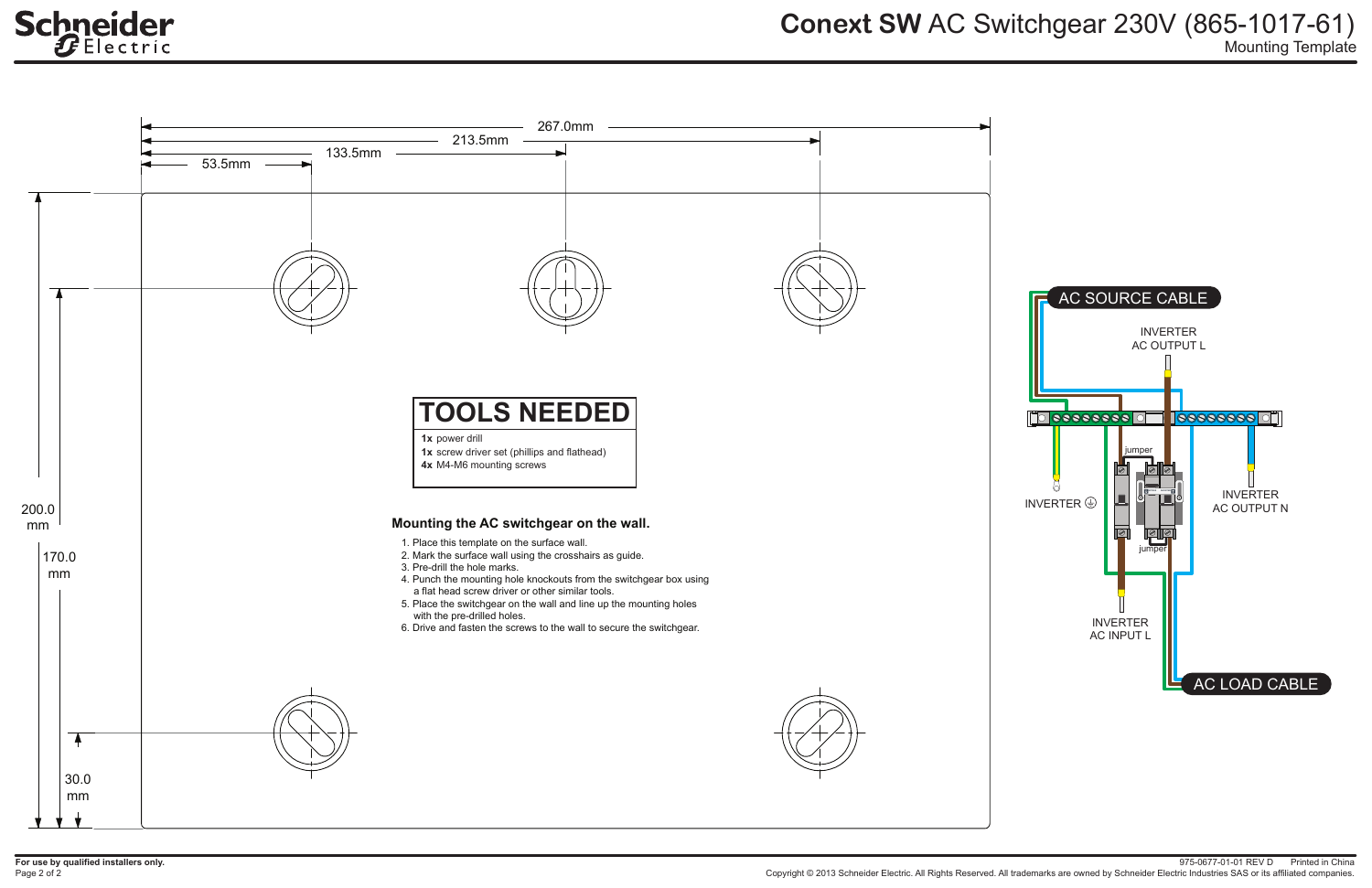# Conext SW AC Switchgear 230V (865-1017-61)

Mounting Template

267.0mm

213.5mm

133.5mm

53.5mm

200.0 mm

170.0 mm

30.0 mm

## TOOLS NEEDED

**1x** power drill

**1x** screw driver set (phillips and flathead)

**4x** M4-M6 mounting screws

### Mounting the AC switchgear on the wall.

1. Place this template on the surface wall.
2. Mark the surface wall using the crosshairs as guide.
3. Pre-drill the hole marks.
4. Punch the mounting hole knockouts from the switchgear box using a flat head screw driver or other similar tools.
5. Place the switchgear on the wall and line up the mounting holes with the pre-drilled holes.
6. Drive and fasten the screws to the wall to secure the switchgear.

AC SOURCE CABLE

INVERTER AC OUTPUT L

jumper

INVERTER ⏚

INVERTER AC OUTPUT N

jumper

INVERTER AC INPUT L

AC LOAD CABLE

**For use by qualified installers only.**

975-0677-01-01 REV D Printed in China

Copyright © 2013 Schneider Electric. All Rights Reserved. All trademarks are owned by Schneider Electric Industries SAS or its affiliated companies.